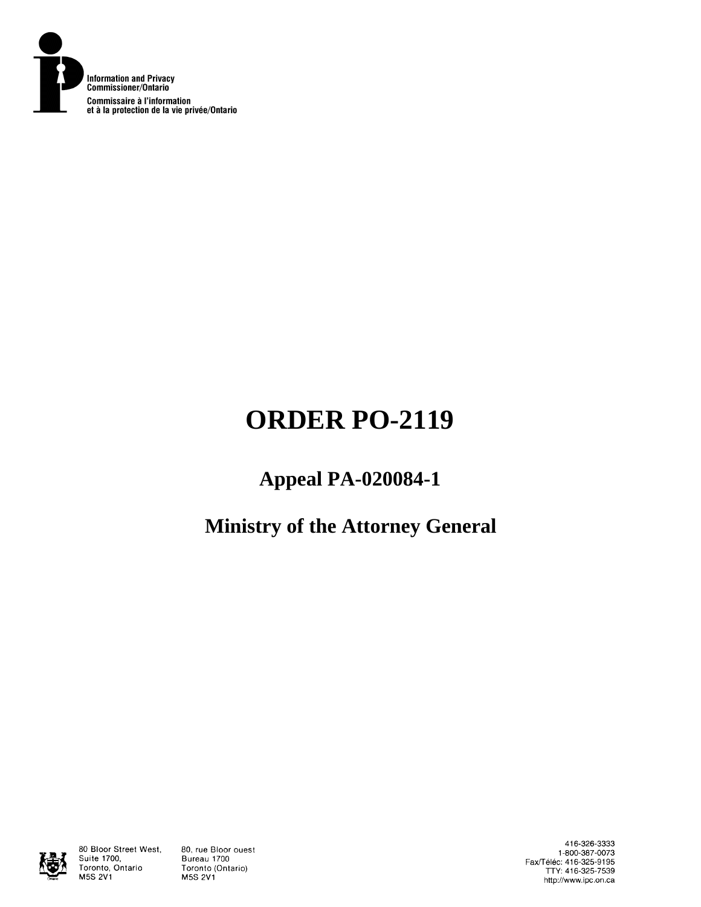Information and Privacy Commissioner/Ontario

Commissaire à l'information et à la protection de la vie privée/Ontario

# ORDER PO-2119

## Appeal PA-020084-1

## Ministry of the Attorney General

80 Bloor Street West, Suite 1700, Toronto, Ontario M5S 2V1

80, rue Bloor ouest Bureau 1700 Toronto (Ontario) M5S 2V1

416-326-3333
1-800-387-0073
Fax/Téléc: 416-325-9195
TTY: 416-325-7539
http://www.ipc.on.ca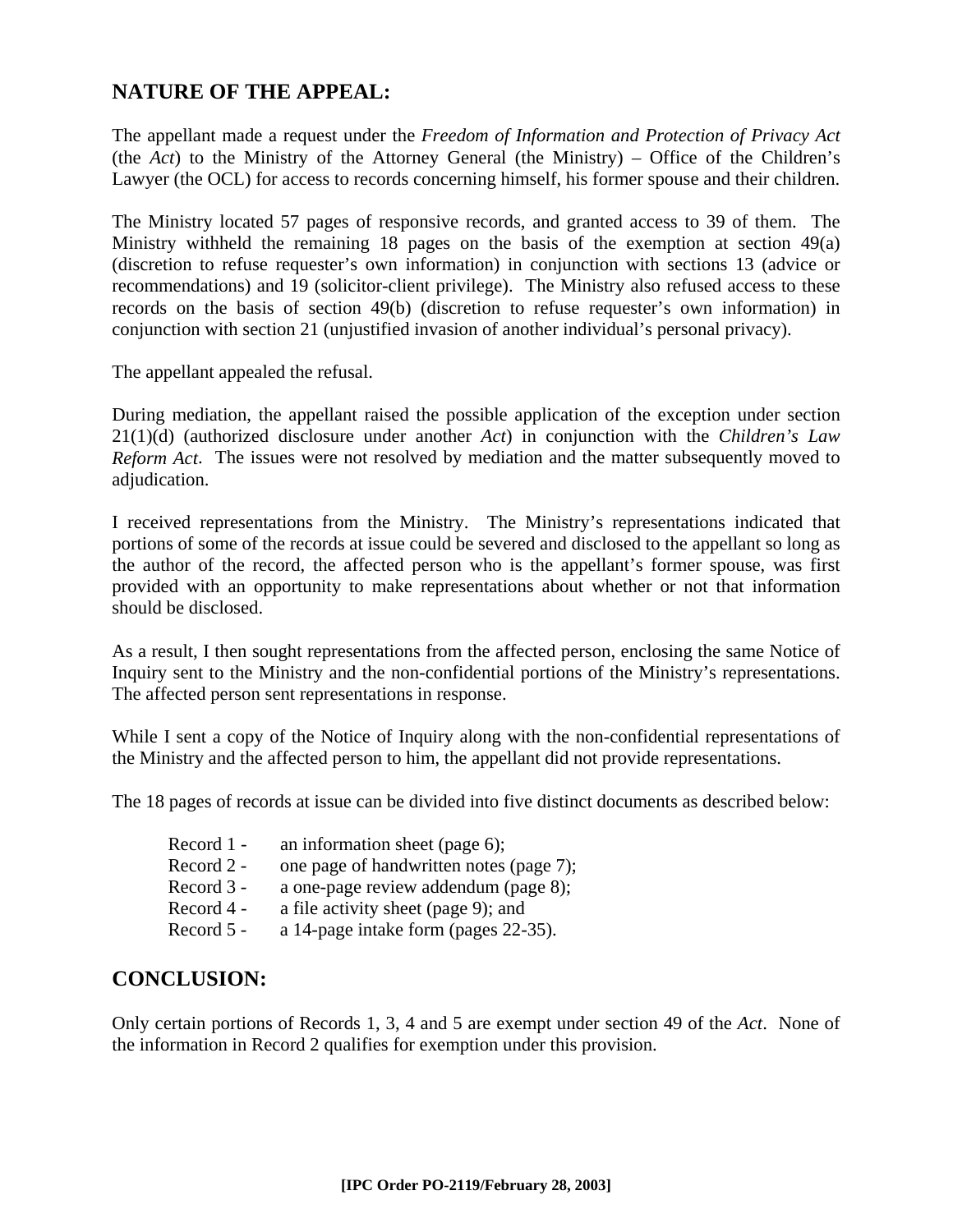## NATURE OF THE APPEAL:

The appellant made a request under the *Freedom of Information and Protection of Privacy Act* (the *Act*) to the Ministry of the Attorney General (the Ministry) – Office of the Children's Lawyer (the OCL) for access to records concerning himself, his former spouse and their children.

The Ministry located 57 pages of responsive records, and granted access to 39 of them. The Ministry withheld the remaining 18 pages on the basis of the exemption at section 49(a) (discretion to refuse requester's own information) in conjunction with sections 13 (advice or recommendations) and 19 (solicitor-client privilege). The Ministry also refused access to these records on the basis of section 49(b) (discretion to refuse requester's own information) in conjunction with section 21 (unjustified invasion of another individual's personal privacy).

The appellant appealed the refusal.

During mediation, the appellant raised the possible application of the exception under section 21(1)(d) (authorized disclosure under another *Act*) in conjunction with the *Children's Law Reform Act*. The issues were not resolved by mediation and the matter subsequently moved to adjudication.

I received representations from the Ministry. The Ministry's representations indicated that portions of some of the records at issue could be severed and disclosed to the appellant so long as the author of the record, the affected person who is the appellant's former spouse, was first provided with an opportunity to make representations about whether or not that information should be disclosed.

As a result, I then sought representations from the affected person, enclosing the same Notice of Inquiry sent to the Ministry and the non-confidential portions of the Ministry's representations. The affected person sent representations in response.

While I sent a copy of the Notice of Inquiry along with the non-confidential representations of the Ministry and the affected person to him, the appellant did not provide representations.

The 18 pages of records at issue can be divided into five distinct documents as described below:

- Record 1 - an information sheet (page 6);
- Record 2 - one page of handwritten notes (page 7);
- Record 3 - a one-page review addendum (page 8);
- Record 4 - a file activity sheet (page 9); and
- Record 5 - a 14-page intake form (pages 22-35).

## CONCLUSION:

Only certain portions of Records 1, 3, 4 and 5 are exempt under section 49 of the *Act*. None of the information in Record 2 qualifies for exemption under this provision.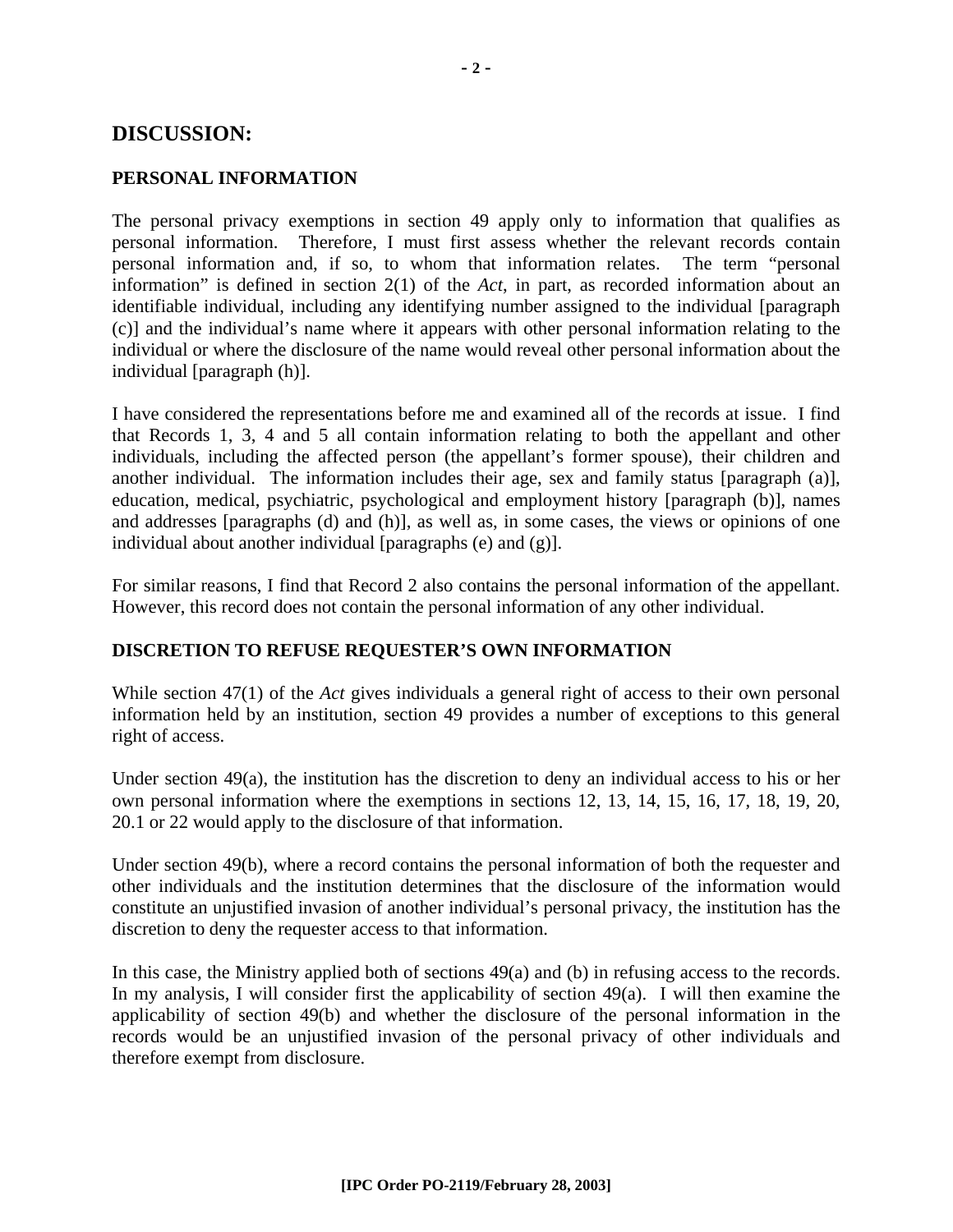## DISCUSSION:

### PERSONAL INFORMATION

The personal privacy exemptions in section 49 apply only to information that qualifies as personal information. Therefore, I must first assess whether the relevant records contain personal information and, if so, to whom that information relates. The term "personal information" is defined in section 2(1) of the *Act*, in part, as recorded information about an identifiable individual, including any identifying number assigned to the individual [paragraph (c)] and the individual's name where it appears with other personal information relating to the individual or where the disclosure of the name would reveal other personal information about the individual [paragraph (h)].

I have considered the representations before me and examined all of the records at issue. I find that Records 1, 3, 4 and 5 all contain information relating to both the appellant and other individuals, including the affected person (the appellant's former spouse), their children and another individual. The information includes their age, sex and family status [paragraph (a)], education, medical, psychiatric, psychological and employment history [paragraph (b)], names and addresses [paragraphs (d) and (h)], as well as, in some cases, the views or opinions of one individual about another individual [paragraphs (e) and (g)].

For similar reasons, I find that Record 2 also contains the personal information of the appellant. However, this record does not contain the personal information of any other individual.

### DISCRETION TO REFUSE REQUESTER'S OWN INFORMATION

While section 47(1) of the *Act* gives individuals a general right of access to their own personal information held by an institution, section 49 provides a number of exceptions to this general right of access.

Under section 49(a), the institution has the discretion to deny an individual access to his or her own personal information where the exemptions in sections 12, 13, 14, 15, 16, 17, 18, 19, 20, 20.1 or 22 would apply to the disclosure of that information.

Under section 49(b), where a record contains the personal information of both the requester and other individuals and the institution determines that the disclosure of the information would constitute an unjustified invasion of another individual's personal privacy, the institution has the discretion to deny the requester access to that information.

In this case, the Ministry applied both of sections 49(a) and (b) in refusing access to the records. In my analysis, I will consider first the applicability of section 49(a). I will then examine the applicability of section 49(b) and whether the disclosure of the personal information in the records would be an unjustified invasion of the personal privacy of other individuals and therefore exempt from disclosure.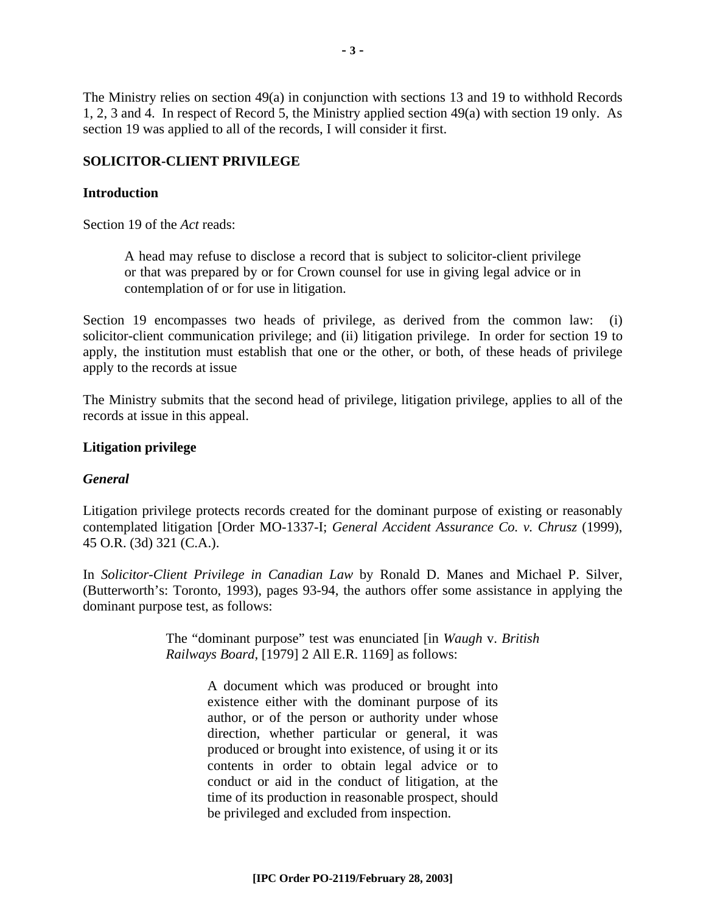The Ministry relies on section 49(a) in conjunction with sections 13 and 19 to withhold Records 1, 2, 3 and 4. In respect of Record 5, the Ministry applied section 49(a) with section 19 only. As section 19 was applied to all of the records, I will consider it first.

## SOLICITOR-CLIENT PRIVILEGE

### Introduction

Section 19 of the *Act* reads:

> A head may refuse to disclose a record that is subject to solicitor-client privilege or that was prepared by or for Crown counsel for use in giving legal advice or in contemplation of or for use in litigation.

Section 19 encompasses two heads of privilege, as derived from the common law: (i) solicitor-client communication privilege; and (ii) litigation privilege. In order for section 19 to apply, the institution must establish that one or the other, or both, of these heads of privilege apply to the records at issue

The Ministry submits that the second head of privilege, litigation privilege, applies to all of the records at issue in this appeal.

### Litigation privilege

#### *General*

Litigation privilege protects records created for the dominant purpose of existing or reasonably contemplated litigation [Order MO-1337-I; *General Accident Assurance Co. v. Chrusz* (1999), 45 O.R. (3d) 321 (C.A.).

In *Solicitor-Client Privilege in Canadian Law* by Ronald D. Manes and Michael P. Silver, (Butterworth's: Toronto, 1993), pages 93-94, the authors offer some assistance in applying the dominant purpose test, as follows:

> The "dominant purpose" test was enunciated [in *Waugh* v. *British Railways Board*, [1979] 2 All E.R. 1169] as follows:
>
> > A document which was produced or brought into existence either with the dominant purpose of its author, or of the person or authority under whose direction, whether particular or general, it was produced or brought into existence, of using it or its contents in order to obtain legal advice or to conduct or aid in the conduct of litigation, at the time of its production in reasonable prospect, should be privileged and excluded from inspection.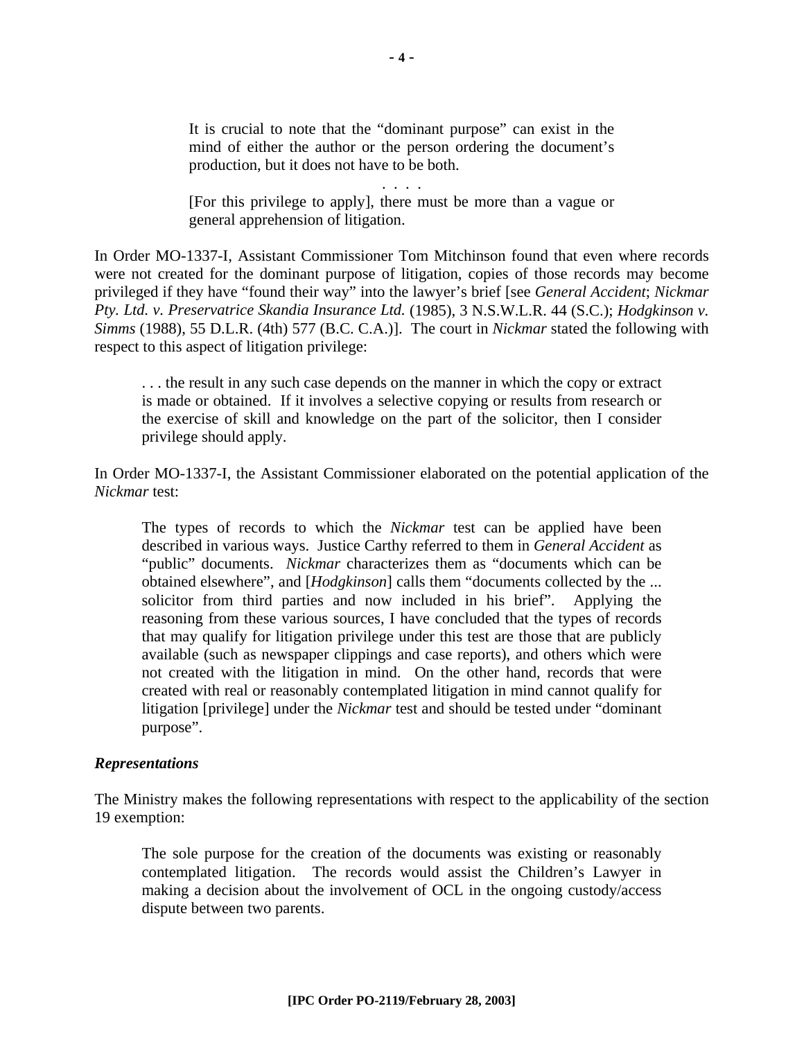> It is crucial to note that the "dominant purpose" can exist in the mind of either the author or the person ordering the document's production, but it does not have to be both.
>
> . . . .
>
> [For this privilege to apply], there must be more than a vague or general apprehension of litigation.

In Order MO-1337-I, Assistant Commissioner Tom Mitchinson found that even where records were not created for the dominant purpose of litigation, copies of those records may become privileged if they have "found their way" into the lawyer's brief [see *General Accident*; *Nickmar Pty. Ltd. v. Preservatrice Skandia Insurance Ltd.* (1985), 3 N.S.W.L.R. 44 (S.C.); *Hodgkinson v. Simms* (1988), 55 D.L.R. (4th) 577 (B.C. C.A.)]. The court in *Nickmar* stated the following with respect to this aspect of litigation privilege:

> . . . the result in any such case depends on the manner in which the copy or extract is made or obtained. If it involves a selective copying or results from research or the exercise of skill and knowledge on the part of the solicitor, then I consider privilege should apply.

In Order MO-1337-I, the Assistant Commissioner elaborated on the potential application of the *Nickmar* test:

> The types of records to which the *Nickmar* test can be applied have been described in various ways. Justice Carthy referred to them in *General Accident* as "public" documents. *Nickmar* characterizes them as "documents which can be obtained elsewhere", and [*Hodgkinson*] calls them "documents collected by the ... solicitor from third parties and now included in his brief". Applying the reasoning from these various sources, I have concluded that the types of records that may qualify for litigation privilege under this test are those that are publicly available (such as newspaper clippings and case reports), and others which were not created with the litigation in mind. On the other hand, records that were created with real or reasonably contemplated litigation in mind cannot qualify for litigation [privilege] under the *Nickmar* test and should be tested under "dominant purpose".

***Representations***

The Ministry makes the following representations with respect to the applicability of the section 19 exemption:

> The sole purpose for the creation of the documents was existing or reasonably contemplated litigation. The records would assist the Children's Lawyer in making a decision about the involvement of OCL in the ongoing custody/access dispute between two parents.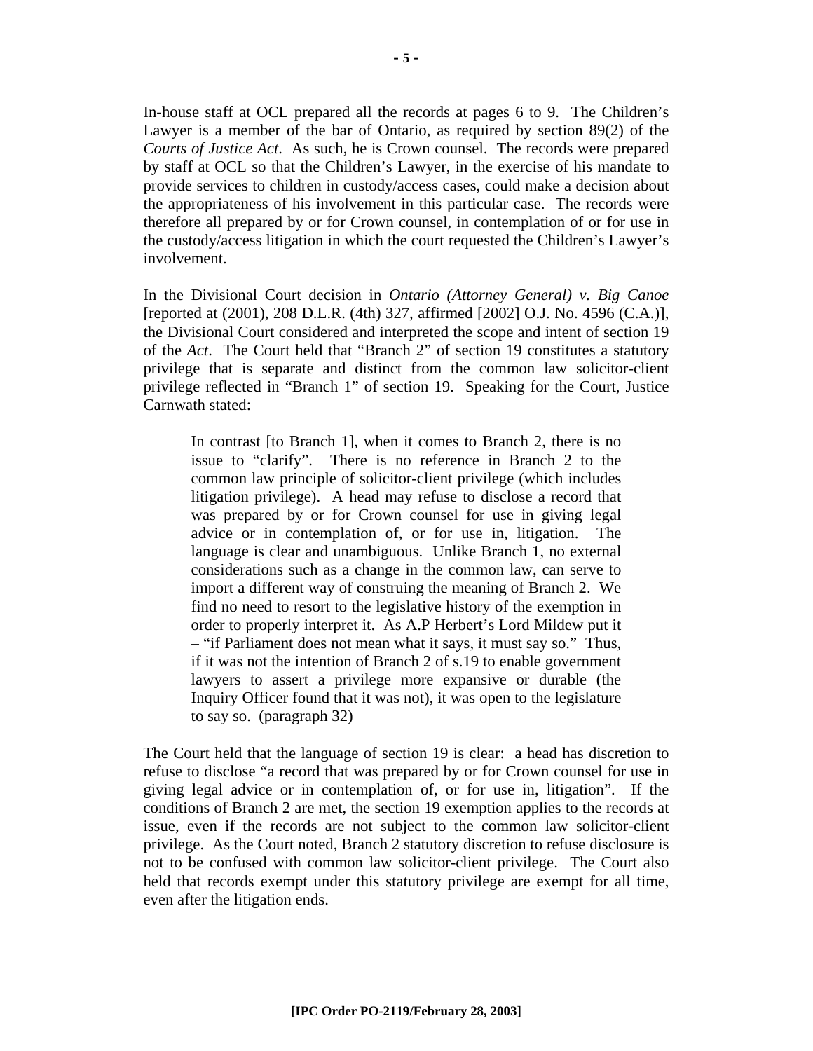In-house staff at OCL prepared all the records at pages 6 to 9. The Children's Lawyer is a member of the bar of Ontario, as required by section 89(2) of the *Courts of Justice Act*. As such, he is Crown counsel. The records were prepared by staff at OCL so that the Children's Lawyer, in the exercise of his mandate to provide services to children in custody/access cases, could make a decision about the appropriateness of his involvement in this particular case. The records were therefore all prepared by or for Crown counsel, in contemplation of or for use in the custody/access litigation in which the court requested the Children's Lawyer's involvement.

In the Divisional Court decision in *Ontario (Attorney General) v. Big Canoe* [reported at (2001), 208 D.L.R. (4th) 327, affirmed [2002] O.J. No. 4596 (C.A.)], the Divisional Court considered and interpreted the scope and intent of section 19 of the *Act*. The Court held that "Branch 2" of section 19 constitutes a statutory privilege that is separate and distinct from the common law solicitor-client privilege reflected in "Branch 1" of section 19. Speaking for the Court, Justice Carnwath stated:

> In contrast [to Branch 1], when it comes to Branch 2, there is no issue to "clarify". There is no reference in Branch 2 to the common law principle of solicitor-client privilege (which includes litigation privilege). A head may refuse to disclose a record that was prepared by or for Crown counsel for use in giving legal advice or in contemplation of, or for use in, litigation. The language is clear and unambiguous. Unlike Branch 1, no external considerations such as a change in the common law, can serve to import a different way of construing the meaning of Branch 2. We find no need to resort to the legislative history of the exemption in order to properly interpret it. As A.P Herbert's Lord Mildew put it – "if Parliament does not mean what it says, it must say so." Thus, if it was not the intention of Branch 2 of s.19 to enable government lawyers to assert a privilege more expansive or durable (the Inquiry Officer found that it was not), it was open to the legislature to say so. (paragraph 32)

The Court held that the language of section 19 is clear: a head has discretion to refuse to disclose "a record that was prepared by or for Crown counsel for use in giving legal advice or in contemplation of, or for use in, litigation". If the conditions of Branch 2 are met, the section 19 exemption applies to the records at issue, even if the records are not subject to the common law solicitor-client privilege. As the Court noted, Branch 2 statutory discretion to refuse disclosure is not to be confused with common law solicitor-client privilege. The Court also held that records exempt under this statutory privilege are exempt for all time, even after the litigation ends.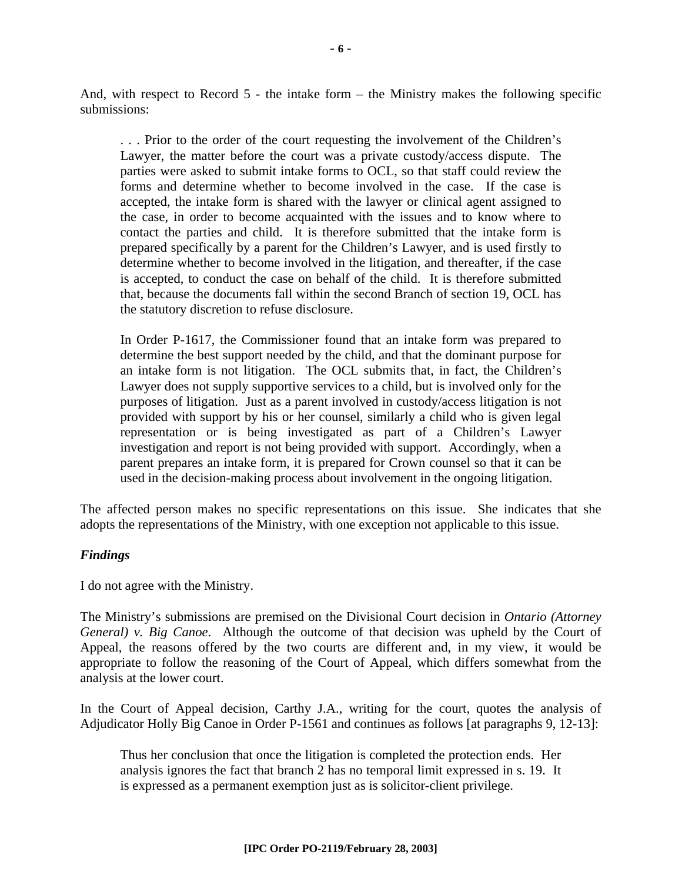And, with respect to Record 5 - the intake form – the Ministry makes the following specific submissions:

> . . . Prior to the order of the court requesting the involvement of the Children's Lawyer, the matter before the court was a private custody/access dispute. The parties were asked to submit intake forms to OCL, so that staff could review the forms and determine whether to become involved in the case. If the case is accepted, the intake form is shared with the lawyer or clinical agent assigned to the case, in order to become acquainted with the issues and to know where to contact the parties and child. It is therefore submitted that the intake form is prepared specifically by a parent for the Children's Lawyer, and is used firstly to determine whether to become involved in the litigation, and thereafter, if the case is accepted, to conduct the case on behalf of the child. It is therefore submitted that, because the documents fall within the second Branch of section 19, OCL has the statutory discretion to refuse disclosure.
>
> In Order P-1617, the Commissioner found that an intake form was prepared to determine the best support needed by the child, and that the dominant purpose for an intake form is not litigation. The OCL submits that, in fact, the Children's Lawyer does not supply supportive services to a child, but is involved only for the purposes of litigation. Just as a parent involved in custody/access litigation is not provided with support by his or her counsel, similarly a child who is given legal representation or is being investigated as part of a Children's Lawyer investigation and report is not being provided with support. Accordingly, when a parent prepares an intake form, it is prepared for Crown counsel so that it can be used in the decision-making process about involvement in the ongoing litigation.

The affected person makes no specific representations on this issue. She indicates that she adopts the representations of the Ministry, with one exception not applicable to this issue.

### *Findings*

I do not agree with the Ministry.

The Ministry's submissions are premised on the Divisional Court decision in *Ontario (Attorney General) v. Big Canoe*. Although the outcome of that decision was upheld by the Court of Appeal, the reasons offered by the two courts are different and, in my view, it would be appropriate to follow the reasoning of the Court of Appeal, which differs somewhat from the analysis at the lower court.

In the Court of Appeal decision, Carthy J.A., writing for the court, quotes the analysis of Adjudicator Holly Big Canoe in Order P-1561 and continues as follows [at paragraphs 9, 12-13]:

> Thus her conclusion that once the litigation is completed the protection ends. Her analysis ignores the fact that branch 2 has no temporal limit expressed in s. 19. It is expressed as a permanent exemption just as is solicitor-client privilege.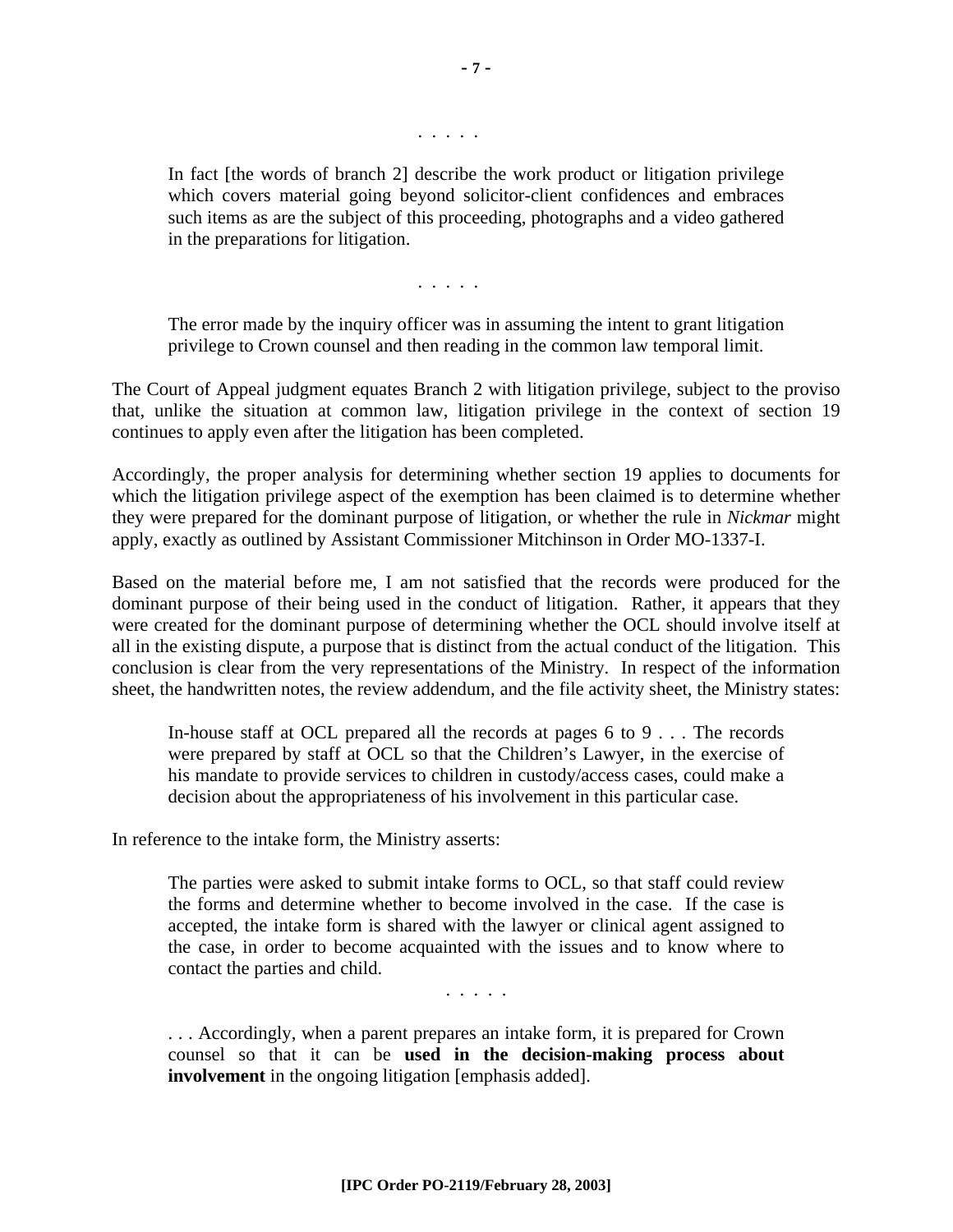. . . . .

> In fact [the words of branch 2] describe the work product or litigation privilege which covers material going beyond solicitor-client confidences and embraces such items as are the subject of this proceeding, photographs and a video gathered in the preparations for litigation.
>
> . . . . .
>
> The error made by the inquiry officer was in assuming the intent to grant litigation privilege to Crown counsel and then reading in the common law temporal limit.

The Court of Appeal judgment equates Branch 2 with litigation privilege, subject to the proviso that, unlike the situation at common law, litigation privilege in the context of section 19 continues to apply even after the litigation has been completed.

Accordingly, the proper analysis for determining whether section 19 applies to documents for which the litigation privilege aspect of the exemption has been claimed is to determine whether they were prepared for the dominant purpose of litigation, or whether the rule in *Nickmar* might apply, exactly as outlined by Assistant Commissioner Mitchinson in Order MO-1337-I.

Based on the material before me, I am not satisfied that the records were produced for the dominant purpose of their being used in the conduct of litigation. Rather, it appears that they were created for the dominant purpose of determining whether the OCL should involve itself at all in the existing dispute, a purpose that is distinct from the actual conduct of the litigation. This conclusion is clear from the very representations of the Ministry. In respect of the information sheet, the handwritten notes, the review addendum, and the file activity sheet, the Ministry states:

> In-house staff at OCL prepared all the records at pages 6 to 9 . . . The records were prepared by staff at OCL so that the Children's Lawyer, in the exercise of his mandate to provide services to children in custody/access cases, could make a decision about the appropriateness of his involvement in this particular case.

In reference to the intake form, the Ministry asserts:

> The parties were asked to submit intake forms to OCL, so that staff could review the forms and determine whether to become involved in the case. If the case is accepted, the intake form is shared with the lawyer or clinical agent assigned to the case, in order to become acquainted with the issues and to know where to contact the parties and child.
>
> . . . . .
>
> . . . Accordingly, when a parent prepares an intake form, it is prepared for Crown counsel so that it can be **used in the decision-making process about involvement** in the ongoing litigation [emphasis added].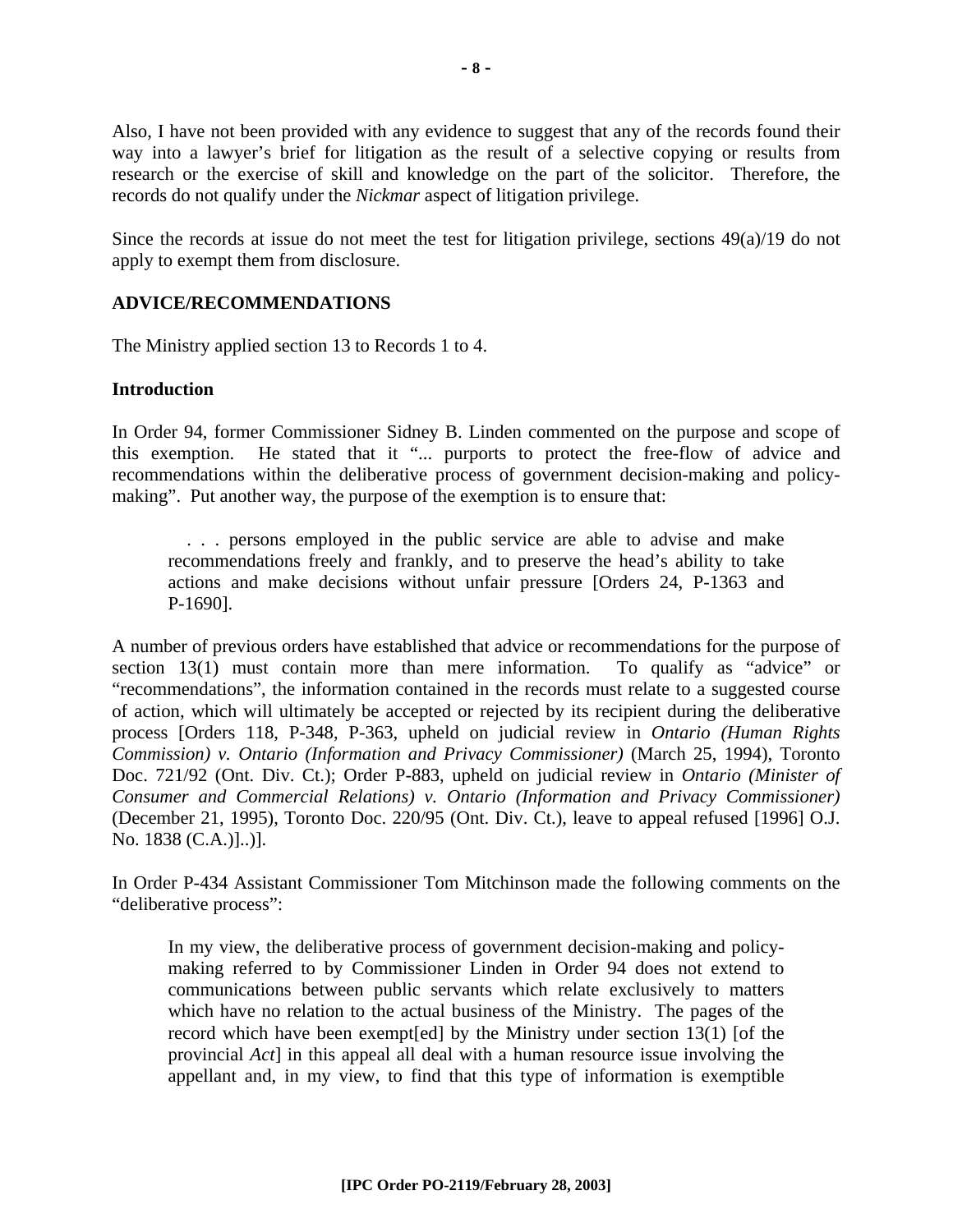Also, I have not been provided with any evidence to suggest that any of the records found their way into a lawyer's brief for litigation as the result of a selective copying or results from research or the exercise of skill and knowledge on the part of the solicitor. Therefore, the records do not qualify under the *Nickmar* aspect of litigation privilege.

Since the records at issue do not meet the test for litigation privilege, sections 49(a)/19 do not apply to exempt them from disclosure.

## ADVICE/RECOMMENDATIONS

The Ministry applied section 13 to Records 1 to 4.

### Introduction

In Order 94, former Commissioner Sidney B. Linden commented on the purpose and scope of this exemption. He stated that it "... purports to protect the free-flow of advice and recommendations within the deliberative process of government decision-making and policy-making". Put another way, the purpose of the exemption is to ensure that:

> . . . persons employed in the public service are able to advise and make recommendations freely and frankly, and to preserve the head's ability to take actions and make decisions without unfair pressure [Orders 24, P-1363 and P-1690].

A number of previous orders have established that advice or recommendations for the purpose of section 13(1) must contain more than mere information. To qualify as "advice" or "recommendations", the information contained in the records must relate to a suggested course of action, which will ultimately be accepted or rejected by its recipient during the deliberative process [Orders 118, P-348, P-363, upheld on judicial review in *Ontario (Human Rights Commission) v. Ontario (Information and Privacy Commissioner)* (March 25, 1994), Toronto Doc. 721/92 (Ont. Div. Ct.); Order P-883, upheld on judicial review in *Ontario (Minister of Consumer and Commercial Relations) v. Ontario (Information and Privacy Commissioner)* (December 21, 1995), Toronto Doc. 220/95 (Ont. Div. Ct.), leave to appeal refused [1996] O.J. No. 1838 (C.A.)]..)].

In Order P-434 Assistant Commissioner Tom Mitchinson made the following comments on the "deliberative process":

> In my view, the deliberative process of government decision-making and policy-making referred to by Commissioner Linden in Order 94 does not extend to communications between public servants which relate exclusively to matters which have no relation to the actual business of the Ministry. The pages of the record which have been exempt[ed] by the Ministry under section 13(1) [of the provincial *Act*] in this appeal all deal with a human resource issue involving the appellant and, in my view, to find that this type of information is exemptible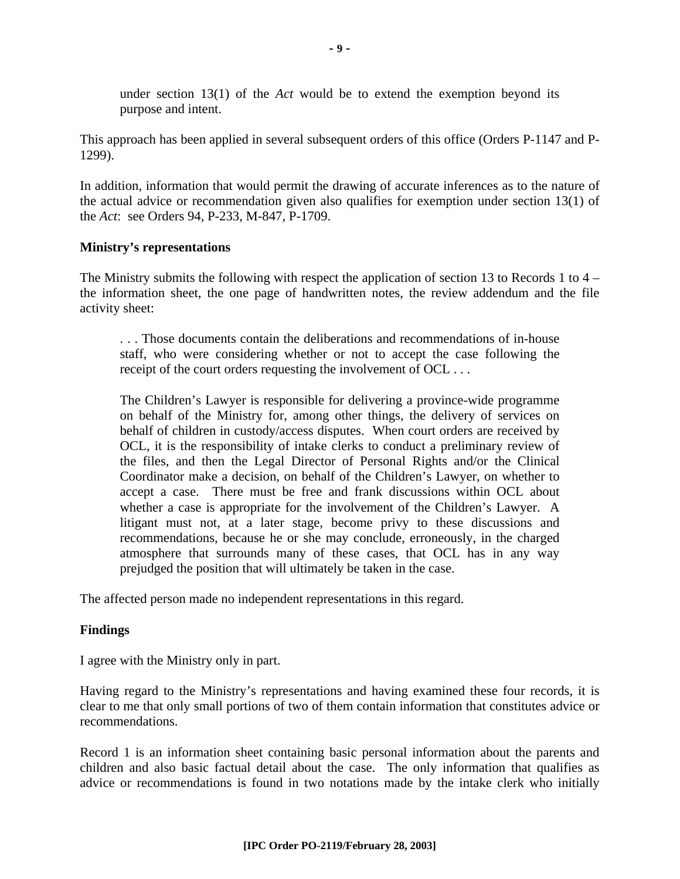under section 13(1) of the *Act* would be to extend the exemption beyond its purpose and intent.

This approach has been applied in several subsequent orders of this office (Orders P-1147 and P-1299).

In addition, information that would permit the drawing of accurate inferences as to the nature of the actual advice or recommendation given also qualifies for exemption under section 13(1) of the *Act*: see Orders 94, P-233, M-847, P-1709.

**Ministry's representations**

The Ministry submits the following with respect the application of section 13 to Records 1 to 4 – the information sheet, the one page of handwritten notes, the review addendum and the file activity sheet:

> . . . Those documents contain the deliberations and recommendations of in-house staff, who were considering whether or not to accept the case following the receipt of the court orders requesting the involvement of OCL . . .
>
> The Children's Lawyer is responsible for delivering a province-wide programme on behalf of the Ministry for, among other things, the delivery of services on behalf of children in custody/access disputes. When court orders are received by OCL, it is the responsibility of intake clerks to conduct a preliminary review of the files, and then the Legal Director of Personal Rights and/or the Clinical Coordinator make a decision, on behalf of the Children's Lawyer, on whether to accept a case. There must be free and frank discussions within OCL about whether a case is appropriate for the involvement of the Children's Lawyer. A litigant must not, at a later stage, become privy to these discussions and recommendations, because he or she may conclude, erroneously, in the charged atmosphere that surrounds many of these cases, that OCL has in any way prejudged the position that will ultimately be taken in the case.

The affected person made no independent representations in this regard.

**Findings**

I agree with the Ministry only in part.

Having regard to the Ministry's representations and having examined these four records, it is clear to me that only small portions of two of them contain information that constitutes advice or recommendations.

Record 1 is an information sheet containing basic personal information about the parents and children and also basic factual detail about the case. The only information that qualifies as advice or recommendations is found in two notations made by the intake clerk who initially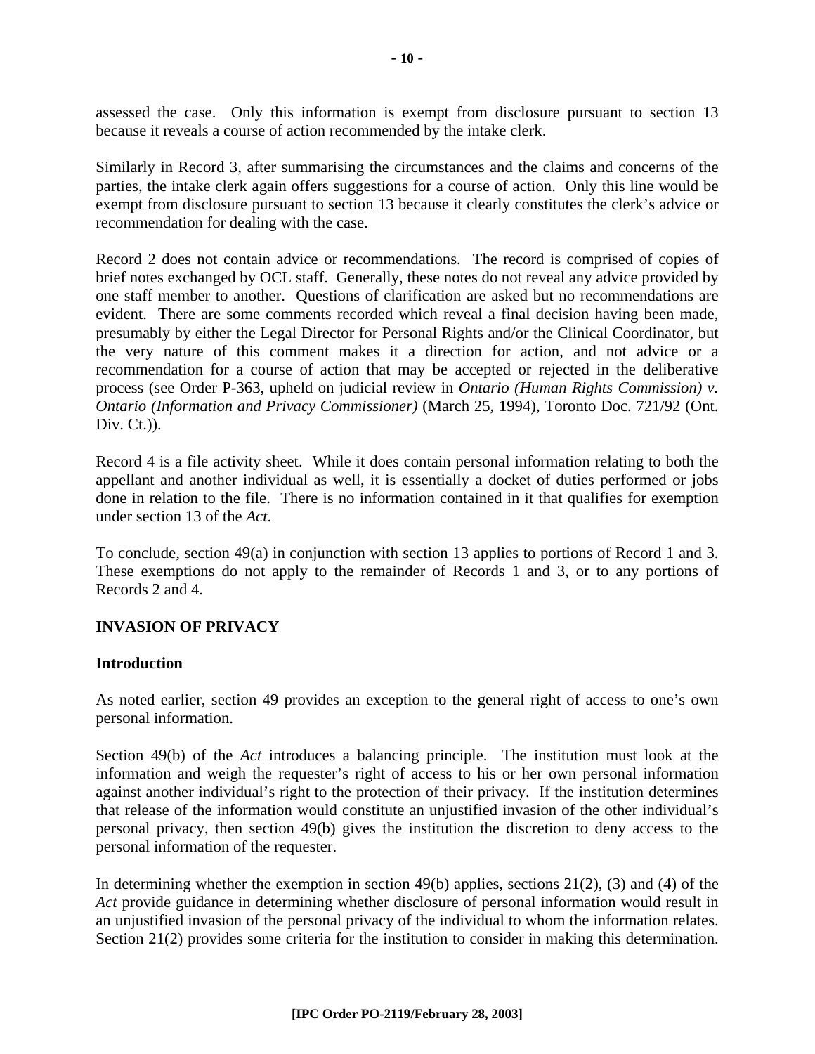assessed the case. Only this information is exempt from disclosure pursuant to section 13 because it reveals a course of action recommended by the intake clerk.

Similarly in Record 3, after summarising the circumstances and the claims and concerns of the parties, the intake clerk again offers suggestions for a course of action. Only this line would be exempt from disclosure pursuant to section 13 because it clearly constitutes the clerk's advice or recommendation for dealing with the case.

Record 2 does not contain advice or recommendations. The record is comprised of copies of brief notes exchanged by OCL staff. Generally, these notes do not reveal any advice provided by one staff member to another. Questions of clarification are asked but no recommendations are evident. There are some comments recorded which reveal a final decision having been made, presumably by either the Legal Director for Personal Rights and/or the Clinical Coordinator, but the very nature of this comment makes it a direction for action, and not advice or a recommendation for a course of action that may be accepted or rejected in the deliberative process (see Order P-363, upheld on judicial review in *Ontario (Human Rights Commission) v. Ontario (Information and Privacy Commissioner)* (March 25, 1994), Toronto Doc. 721/92 (Ont. Div. Ct.)).

Record 4 is a file activity sheet. While it does contain personal information relating to both the appellant and another individual as well, it is essentially a docket of duties performed or jobs done in relation to the file. There is no information contained in it that qualifies for exemption under section 13 of the *Act*.

To conclude, section 49(a) in conjunction with section 13 applies to portions of Record 1 and 3. These exemptions do not apply to the remainder of Records 1 and 3, or to any portions of Records 2 and 4.

## INVASION OF PRIVACY

### Introduction

As noted earlier, section 49 provides an exception to the general right of access to one's own personal information.

Section 49(b) of the *Act* introduces a balancing principle. The institution must look at the information and weigh the requester's right of access to his or her own personal information against another individual's right to the protection of their privacy. If the institution determines that release of the information would constitute an unjustified invasion of the other individual's personal privacy, then section 49(b) gives the institution the discretion to deny access to the personal information of the requester.

In determining whether the exemption in section 49(b) applies, sections 21(2), (3) and (4) of the *Act* provide guidance in determining whether disclosure of personal information would result in an unjustified invasion of the personal privacy of the individual to whom the information relates. Section 21(2) provides some criteria for the institution to consider in making this determination.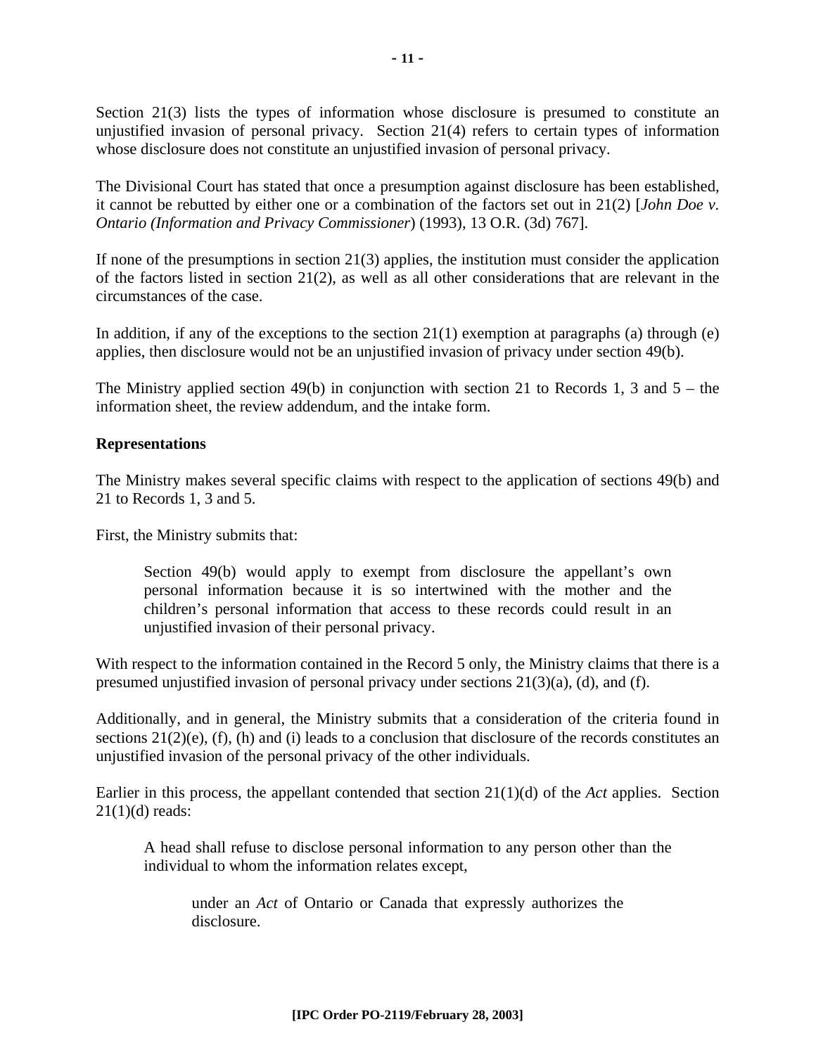Section 21(3) lists the types of information whose disclosure is presumed to constitute an unjustified invasion of personal privacy. Section 21(4) refers to certain types of information whose disclosure does not constitute an unjustified invasion of personal privacy.

The Divisional Court has stated that once a presumption against disclosure has been established, it cannot be rebutted by either one or a combination of the factors set out in 21(2) [*John Doe v. Ontario (Information and Privacy Commissioner*) (1993), 13 O.R. (3d) 767].

If none of the presumptions in section 21(3) applies, the institution must consider the application of the factors listed in section 21(2), as well as all other considerations that are relevant in the circumstances of the case.

In addition, if any of the exceptions to the section 21(1) exemption at paragraphs (a) through (e) applies, then disclosure would not be an unjustified invasion of privacy under section 49(b).

The Ministry applied section 49(b) in conjunction with section 21 to Records 1, 3 and 5 – the information sheet, the review addendum, and the intake form.

**Representations**

The Ministry makes several specific claims with respect to the application of sections 49(b) and 21 to Records 1, 3 and 5.

First, the Ministry submits that:

> Section 49(b) would apply to exempt from disclosure the appellant's own personal information because it is so intertwined with the mother and the children's personal information that access to these records could result in an unjustified invasion of their personal privacy.

With respect to the information contained in the Record 5 only, the Ministry claims that there is a presumed unjustified invasion of personal privacy under sections 21(3)(a), (d), and (f).

Additionally, and in general, the Ministry submits that a consideration of the criteria found in sections 21(2)(e), (f), (h) and (i) leads to a conclusion that disclosure of the records constitutes an unjustified invasion of the personal privacy of the other individuals.

Earlier in this process, the appellant contended that section 21(1)(d) of the *Act* applies. Section 21(1)(d) reads:

> A head shall refuse to disclose personal information to any person other than the individual to whom the information relates except,
>
> > under an *Act* of Ontario or Canada that expressly authorizes the disclosure.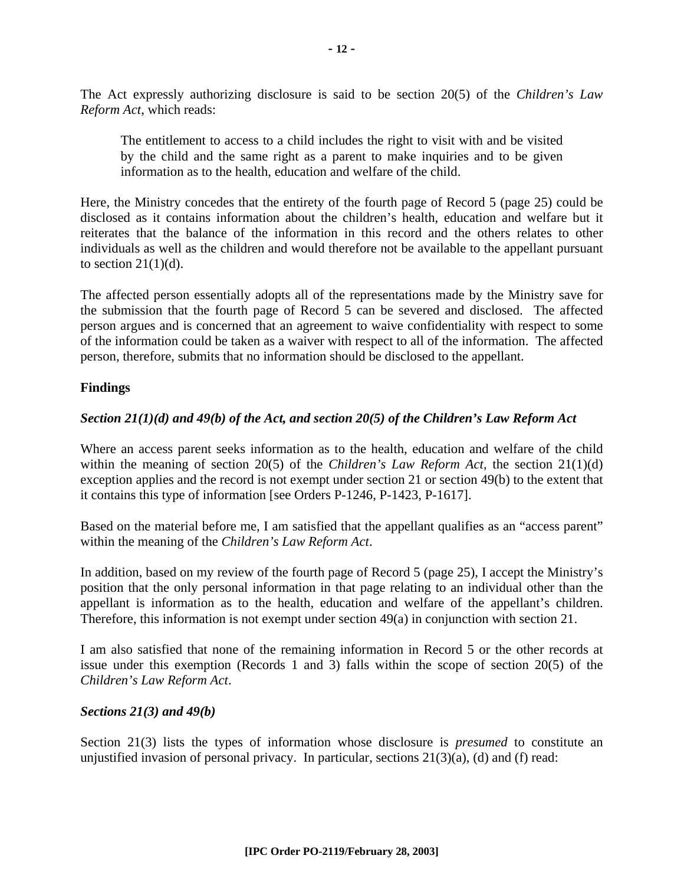The Act expressly authorizing disclosure is said to be section 20(5) of the *Children's Law Reform Act*, which reads:

> The entitlement to access to a child includes the right to visit with and be visited by the child and the same right as a parent to make inquiries and to be given information as to the health, education and welfare of the child.

Here, the Ministry concedes that the entirety of the fourth page of Record 5 (page 25) could be disclosed as it contains information about the children's health, education and welfare but it reiterates that the balance of the information in this record and the others relates to other individuals as well as the children and would therefore not be available to the appellant pursuant to section 21(1)(d).

The affected person essentially adopts all of the representations made by the Ministry save for the submission that the fourth page of Record 5 can be severed and disclosed. The affected person argues and is concerned that an agreement to waive confidentiality with respect to some of the information could be taken as a waiver with respect to all of the information. The affected person, therefore, submits that no information should be disclosed to the appellant.

**Findings**

***Section 21(1)(d) and 49(b) of the Act, and section 20(5) of the Children's Law Reform Act***

Where an access parent seeks information as to the health, education and welfare of the child within the meaning of section 20(5) of the *Children's Law Reform Act*, the section 21(1)(d) exception applies and the record is not exempt under section 21 or section 49(b) to the extent that it contains this type of information [see Orders P-1246, P-1423, P-1617].

Based on the material before me, I am satisfied that the appellant qualifies as an "access parent" within the meaning of the *Children's Law Reform Act*.

In addition, based on my review of the fourth page of Record 5 (page 25), I accept the Ministry's position that the only personal information in that page relating to an individual other than the appellant is information as to the health, education and welfare of the appellant's children. Therefore, this information is not exempt under section 49(a) in conjunction with section 21.

I am also satisfied that none of the remaining information in Record 5 or the other records at issue under this exemption (Records 1 and 3) falls within the scope of section 20(5) of the *Children's Law Reform Act*.

***Sections 21(3) and 49(b)***

Section 21(3) lists the types of information whose disclosure is *presumed* to constitute an unjustified invasion of personal privacy. In particular, sections 21(3)(a), (d) and (f) read: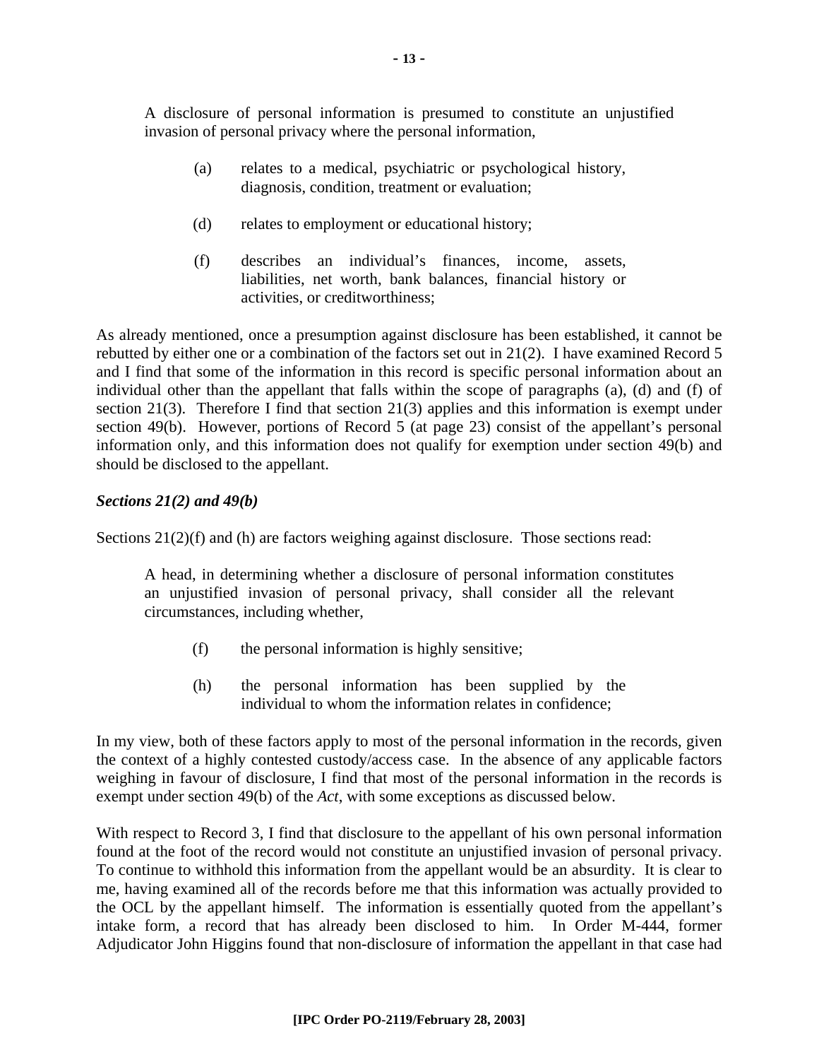A disclosure of personal information is presumed to constitute an unjustified invasion of personal privacy where the personal information,

> (a) relates to a medical, psychiatric or psychological history, diagnosis, condition, treatment or evaluation;
>
> (d) relates to employment or educational history;
>
> (f) describes an individual's finances, income, assets, liabilities, net worth, bank balances, financial history or activities, or creditworthiness;

As already mentioned, once a presumption against disclosure has been established, it cannot be rebutted by either one or a combination of the factors set out in 21(2). I have examined Record 5 and I find that some of the information in this record is specific personal information about an individual other than the appellant that falls within the scope of paragraphs (a), (d) and (f) of section 21(3). Therefore I find that section 21(3) applies and this information is exempt under section 49(b). However, portions of Record 5 (at page 23) consist of the appellant's personal information only, and this information does not qualify for exemption under section 49(b) and should be disclosed to the appellant.

***Sections 21(2) and 49(b)***

Sections 21(2)(f) and (h) are factors weighing against disclosure. Those sections read:

> A head, in determining whether a disclosure of personal information constitutes an unjustified invasion of personal privacy, shall consider all the relevant circumstances, including whether,
>
> (f) the personal information is highly sensitive;
>
> (h) the personal information has been supplied by the individual to whom the information relates in confidence;

In my view, both of these factors apply to most of the personal information in the records, given the context of a highly contested custody/access case. In the absence of any applicable factors weighing in favour of disclosure, I find that most of the personal information in the records is exempt under section 49(b) of the *Act*, with some exceptions as discussed below.

With respect to Record 3, I find that disclosure to the appellant of his own personal information found at the foot of the record would not constitute an unjustified invasion of personal privacy. To continue to withhold this information from the appellant would be an absurdity. It is clear to me, having examined all of the records before me that this information was actually provided to the OCL by the appellant himself. The information is essentially quoted from the appellant's intake form, a record that has already been disclosed to him. In Order M-444, former Adjudicator John Higgins found that non-disclosure of information the appellant in that case had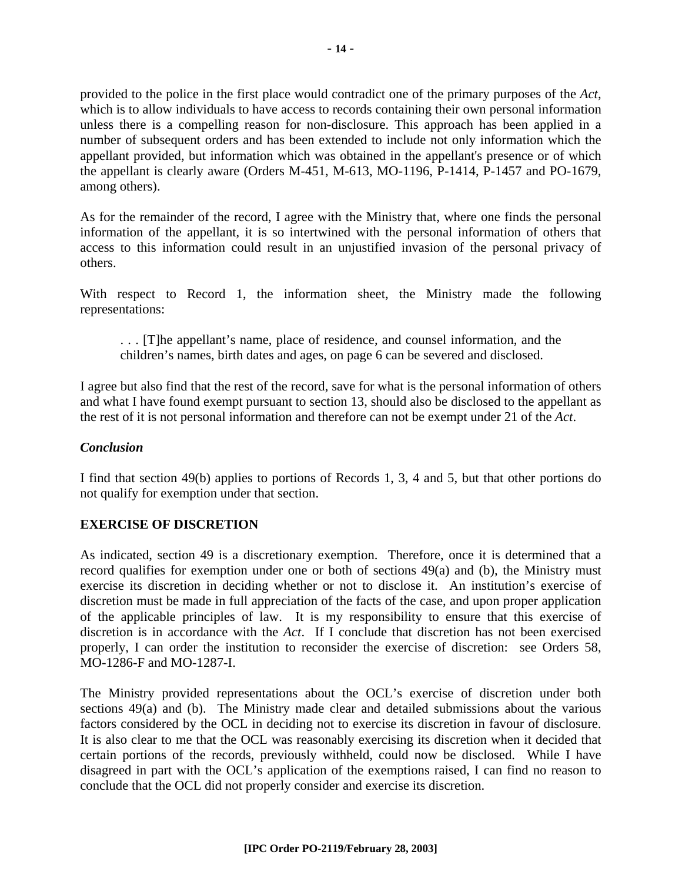provided to the police in the first place would contradict one of the primary purposes of the *Act*, which is to allow individuals to have access to records containing their own personal information unless there is a compelling reason for non-disclosure. This approach has been applied in a number of subsequent orders and has been extended to include not only information which the appellant provided, but information which was obtained in the appellant's presence or of which the appellant is clearly aware (Orders M-451, M-613, MO-1196, P-1414, P-1457 and PO-1679, among others).

As for the remainder of the record, I agree with the Ministry that, where one finds the personal information of the appellant, it is so intertwined with the personal information of others that access to this information could result in an unjustified invasion of the personal privacy of others.

With respect to Record 1, the information sheet, the Ministry made the following representations:

> . . . [T]he appellant's name, place of residence, and counsel information, and the children's names, birth dates and ages, on page 6 can be severed and disclosed.

I agree but also find that the rest of the record, save for what is the personal information of others and what I have found exempt pursuant to section 13, should also be disclosed to the appellant as the rest of it is not personal information and therefore can not be exempt under 21 of the *Act*.

### *Conclusion*

I find that section 49(b) applies to portions of Records 1, 3, 4 and 5, but that other portions do not qualify for exemption under that section.

## EXERCISE OF DISCRETION

As indicated, section 49 is a discretionary exemption. Therefore, once it is determined that a record qualifies for exemption under one or both of sections 49(a) and (b), the Ministry must exercise its discretion in deciding whether or not to disclose it. An institution's exercise of discretion must be made in full appreciation of the facts of the case, and upon proper application of the applicable principles of law. It is my responsibility to ensure that this exercise of discretion is in accordance with the *Act*. If I conclude that discretion has not been exercised properly, I can order the institution to reconsider the exercise of discretion: see Orders 58, MO-1286-F and MO-1287-I.

The Ministry provided representations about the OCL's exercise of discretion under both sections 49(a) and (b). The Ministry made clear and detailed submissions about the various factors considered by the OCL in deciding not to exercise its discretion in favour of disclosure. It is also clear to me that the OCL was reasonably exercising its discretion when it decided that certain portions of the records, previously withheld, could now be disclosed. While I have disagreed in part with the OCL's application of the exemptions raised, I can find no reason to conclude that the OCL did not properly consider and exercise its discretion.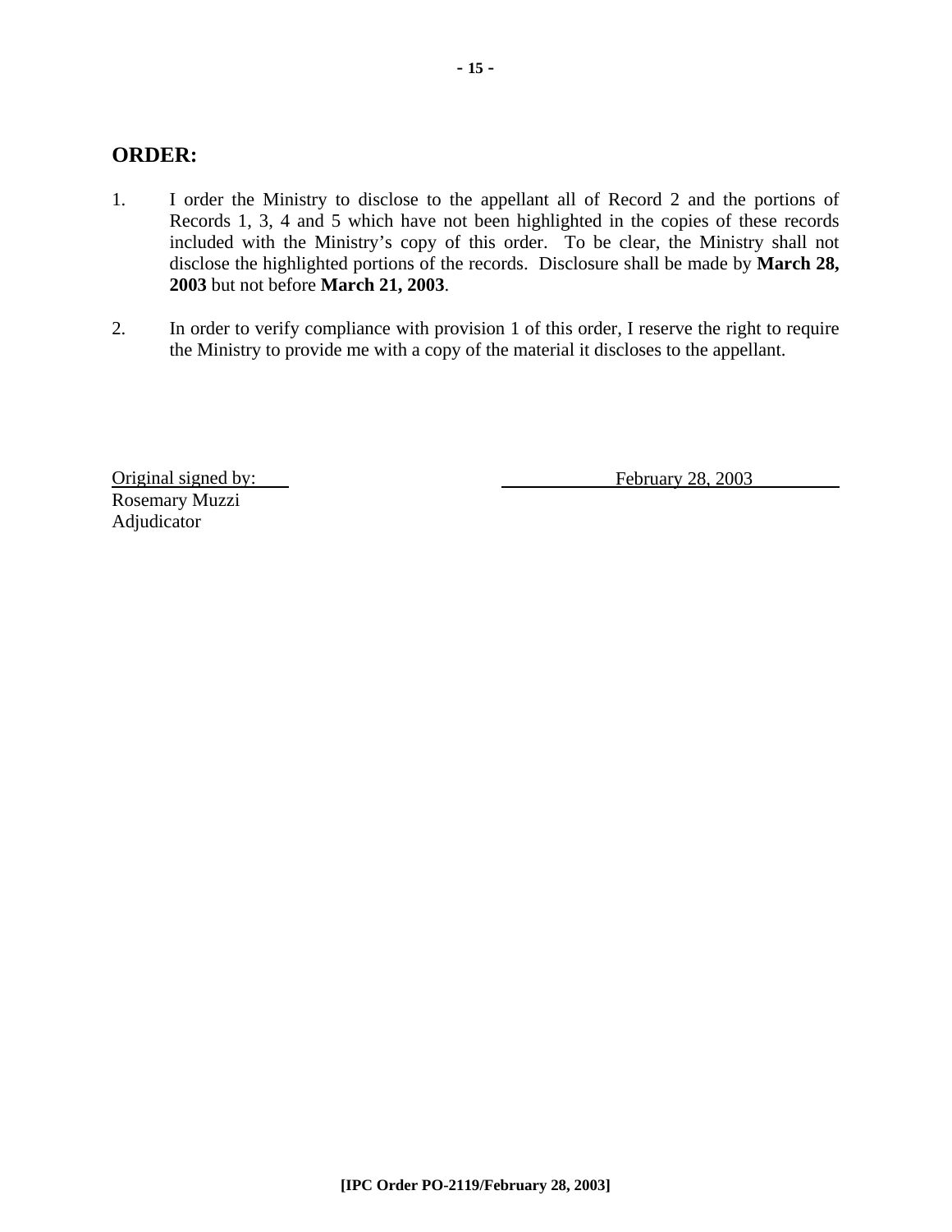## ORDER:

1. I order the Ministry to disclose to the appellant all of Record 2 and the portions of Records 1, 3, 4 and 5 which have not been highlighted in the copies of these records included with the Ministry's copy of this order. To be clear, the Ministry shall not disclose the highlighted portions of the records. Disclosure shall be made by **March 28, 2003** but not before **March 21, 2003**.

2. In order to verify compliance with provision 1 of this order, I reserve the right to require the Ministry to provide me with a copy of the material it discloses to the appellant.

Original signed by:
Rosemary Muzzi
Adjudicator

February 28, 2003